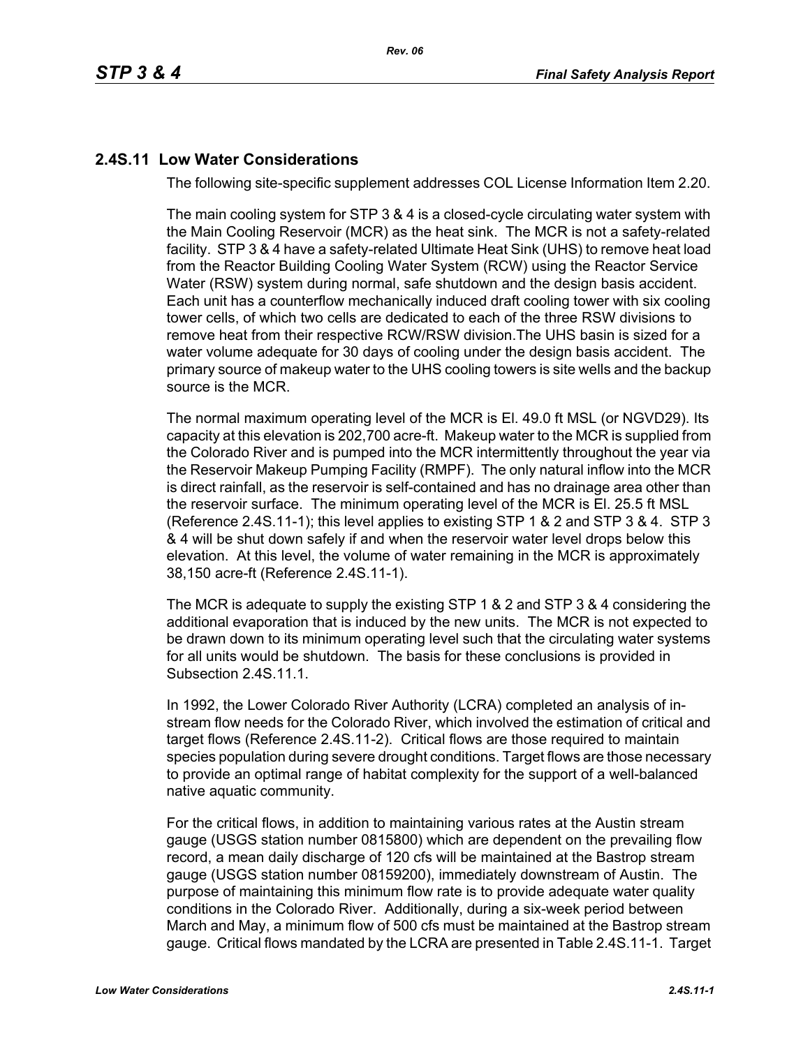## 2.4S.11 Low Water Considerations

The following site-specific supplement addresses COL License Information Item 2.20.

The main cooling system for STP 3 & 4 is a closed-cycle circulating water system with the Main Cooling Reservoir (MCR) as the heat sink. The MCR is not a safety-related facility. STP 3 & 4 have a safety-related Ultimate Heat Sink (UHS) to remove heat load from the Reactor Building Cooling Water System (RCW) using the Reactor Service Water (RSW) system during normal, safe shutdown and the design basis accident. Each unit has a counterflow mechanically induced draft cooling tower with six cooling tower cells, of which two cells are dedicated to each of the three RSW divisions to remove heat from their respective RCW/RSW division.The UHS basin is sized for a water volume adequate for 30 days of cooling under the design basis accident. The primary source of makeup water to the UHS cooling towers is site wells and the backup source is the MCR.

The normal maximum operating level of the MCR is El. 49.0 ft MSL (or NGVD29). Its capacity at this elevation is 202,700 acre-ft. Makeup water to the MCR is supplied from the Colorado River and is pumped into the MCR intermittently throughout the year via the Reservoir Makeup Pumping Facility (RMPF). The only natural inflow into the MCR is direct rainfall, as the reservoir is self-contained and has no drainage area other than the reservoir surface. The minimum operating level of the MCR is El. 25.5 ft MSL (Reference 2.4S.11-1); this level applies to existing STP 1 & 2 and STP 3 & 4. STP 3 & 4 will be shut down safely if and when the reservoir water level drops below this elevation. At this level, the volume of water remaining in the MCR is approximately 38,150 acre-ft (Reference 2.4S.11-1).

The MCR is adequate to supply the existing STP 1 & 2 and STP 3 & 4 considering the additional evaporation that is induced by the new units. The MCR is not expected to be drawn down to its minimum operating level such that the circulating water systems for all units would be shutdown. The basis for these conclusions is provided in Subsection 2.4S.11.1.

In 1992, the Lower Colorado River Authority (LCRA) completed an analysis of in-stream flow needs for the Colorado River, which involved the estimation of critical and target flows (Reference 2.4S.11-2). Critical flows are those required to maintain species population during severe drought conditions. Target flows are those necessary to provide an optimal range of habitat complexity for the support of a well-balanced native aquatic community.

For the critical flows, in addition to maintaining various rates at the Austin stream gauge (USGS station number 0815800) which are dependent on the prevailing flow record, a mean daily discharge of 120 cfs will be maintained at the Bastrop stream gauge (USGS station number 08159200), immediately downstream of Austin. The purpose of maintaining this minimum flow rate is to provide adequate water quality conditions in the Colorado River. Additionally, during a six-week period between March and May, a minimum flow of 500 cfs must be maintained at the Bastrop stream gauge. Critical flows mandated by the LCRA are presented in Table 2.4S.11-1. Target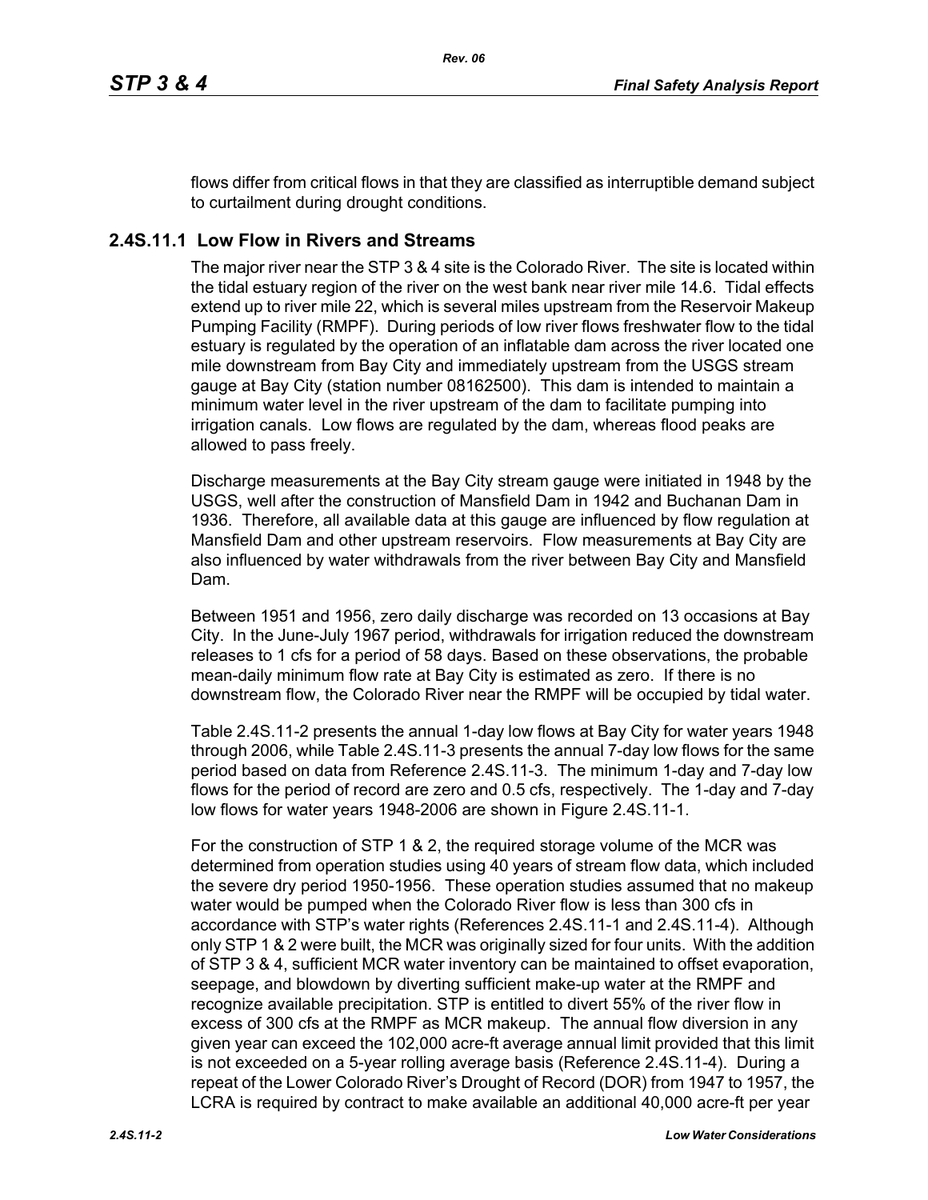flows differ from critical flows in that they are classified as interruptible demand subject to curtailment during drought conditions.

## 2.4S.11.1 Low Flow in Rivers and Streams

The major river near the STP 3 & 4 site is the Colorado River. The site is located within the tidal estuary region of the river on the west bank near river mile 14.6. Tidal effects extend up to river mile 22, which is several miles upstream from the Reservoir Makeup Pumping Facility (RMPF). During periods of low river flows freshwater flow to the tidal estuary is regulated by the operation of an inflatable dam across the river located one mile downstream from Bay City and immediately upstream from the USGS stream gauge at Bay City (station number 08162500). This dam is intended to maintain a minimum water level in the river upstream of the dam to facilitate pumping into irrigation canals. Low flows are regulated by the dam, whereas flood peaks are allowed to pass freely.

Discharge measurements at the Bay City stream gauge were initiated in 1948 by the USGS, well after the construction of Mansfield Dam in 1942 and Buchanan Dam in 1936. Therefore, all available data at this gauge are influenced by flow regulation at Mansfield Dam and other upstream reservoirs. Flow measurements at Bay City are also influenced by water withdrawals from the river between Bay City and Mansfield Dam.

Between 1951 and 1956, zero daily discharge was recorded on 13 occasions at Bay City. In the June-July 1967 period, withdrawals for irrigation reduced the downstream releases to 1 cfs for a period of 58 days. Based on these observations, the probable mean-daily minimum flow rate at Bay City is estimated as zero. If there is no downstream flow, the Colorado River near the RMPF will be occupied by tidal water.

Table 2.4S.11-2 presents the annual 1-day low flows at Bay City for water years 1948 through 2006, while Table 2.4S.11-3 presents the annual 7-day low flows for the same period based on data from Reference 2.4S.11-3. The minimum 1-day and 7-day low flows for the period of record are zero and 0.5 cfs, respectively. The 1-day and 7-day low flows for water years 1948-2006 are shown in Figure 2.4S.11-1.

For the construction of STP 1 & 2, the required storage volume of the MCR was determined from operation studies using 40 years of stream flow data, which included the severe dry period 1950-1956. These operation studies assumed that no makeup water would be pumped when the Colorado River flow is less than 300 cfs in accordance with STP's water rights (References 2.4S.11-1 and 2.4S.11-4). Although only STP 1 & 2 were built, the MCR was originally sized for four units. With the addition of STP 3 & 4, sufficient MCR water inventory can be maintained to offset evaporation, seepage, and blowdown by diverting sufficient make-up water at the RMPF and recognize available precipitation. STP is entitled to divert 55% of the river flow in excess of 300 cfs at the RMPF as MCR makeup. The annual flow diversion in any given year can exceed the 102,000 acre-ft average annual limit provided that this limit is not exceeded on a 5-year rolling average basis (Reference 2.4S.11-4). During a repeat of the Lower Colorado River's Drought of Record (DOR) from 1947 to 1957, the LCRA is required by contract to make available an additional 40,000 acre-ft per year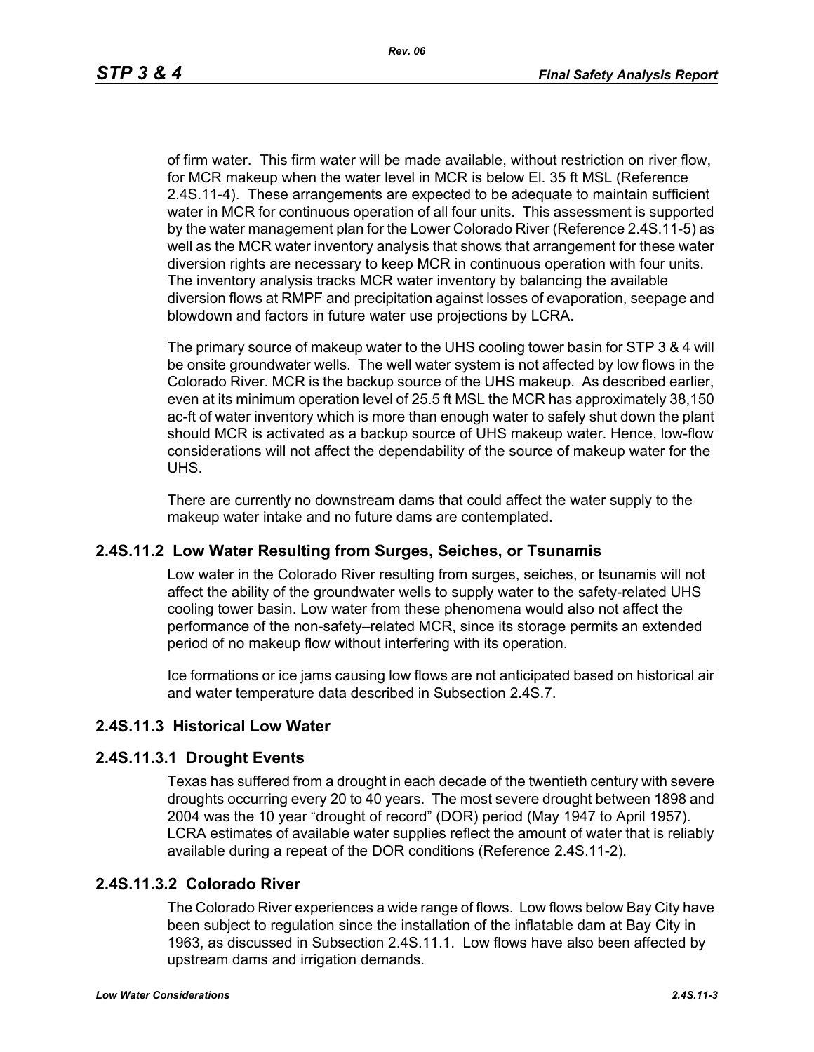of firm water. This firm water will be made available, without restriction on river flow, for MCR makeup when the water level in MCR is below El. 35 ft MSL (Reference 2.4S.11-4). These arrangements are expected to be adequate to maintain sufficient water in MCR for continuous operation of all four units. This assessment is supported by the water management plan for the Lower Colorado River (Reference 2.4S.11-5) as well as the MCR water inventory analysis that shows that arrangement for these water diversion rights are necessary to keep MCR in continuous operation with four units. The inventory analysis tracks MCR water inventory by balancing the available diversion flows at RMPF and precipitation against losses of evaporation, seepage and blowdown and factors in future water use projections by LCRA.

The primary source of makeup water to the UHS cooling tower basin for STP 3 & 4 will be onsite groundwater wells. The well water system is not affected by low flows in the Colorado River. MCR is the backup source of the UHS makeup. As described earlier, even at its minimum operation level of 25.5 ft MSL the MCR has approximately 38,150 ac-ft of water inventory which is more than enough water to safely shut down the plant should MCR is activated as a backup source of UHS makeup water. Hence, low-flow considerations will not affect the dependability of the source of makeup water for the UHS.

There are currently no downstream dams that could affect the water supply to the makeup water intake and no future dams are contemplated.

## 2.4S.11.2 Low Water Resulting from Surges, Seiches, or Tsunamis

Low water in the Colorado River resulting from surges, seiches, or tsunamis will not affect the ability of the groundwater wells to supply water to the safety-related UHS cooling tower basin. Low water from these phenomena would also not affect the performance of the non-safety–related MCR, since its storage permits an extended period of no makeup flow without interfering with its operation.

Ice formations or ice jams causing low flows are not anticipated based on historical air and water temperature data described in Subsection 2.4S.7.

## 2.4S.11.3 Historical Low Water

### 2.4S.11.3.1 Drought Events

Texas has suffered from a drought in each decade of the twentieth century with severe droughts occurring every 20 to 40 years. The most severe drought between 1898 and 2004 was the 10 year "drought of record" (DOR) period (May 1947 to April 1957). LCRA estimates of available water supplies reflect the amount of water that is reliably available during a repeat of the DOR conditions (Reference 2.4S.11-2).

### 2.4S.11.3.2 Colorado River

The Colorado River experiences a wide range of flows. Low flows below Bay City have been subject to regulation since the installation of the inflatable dam at Bay City in 1963, as discussed in Subsection 2.4S.11.1. Low flows have also been affected by upstream dams and irrigation demands.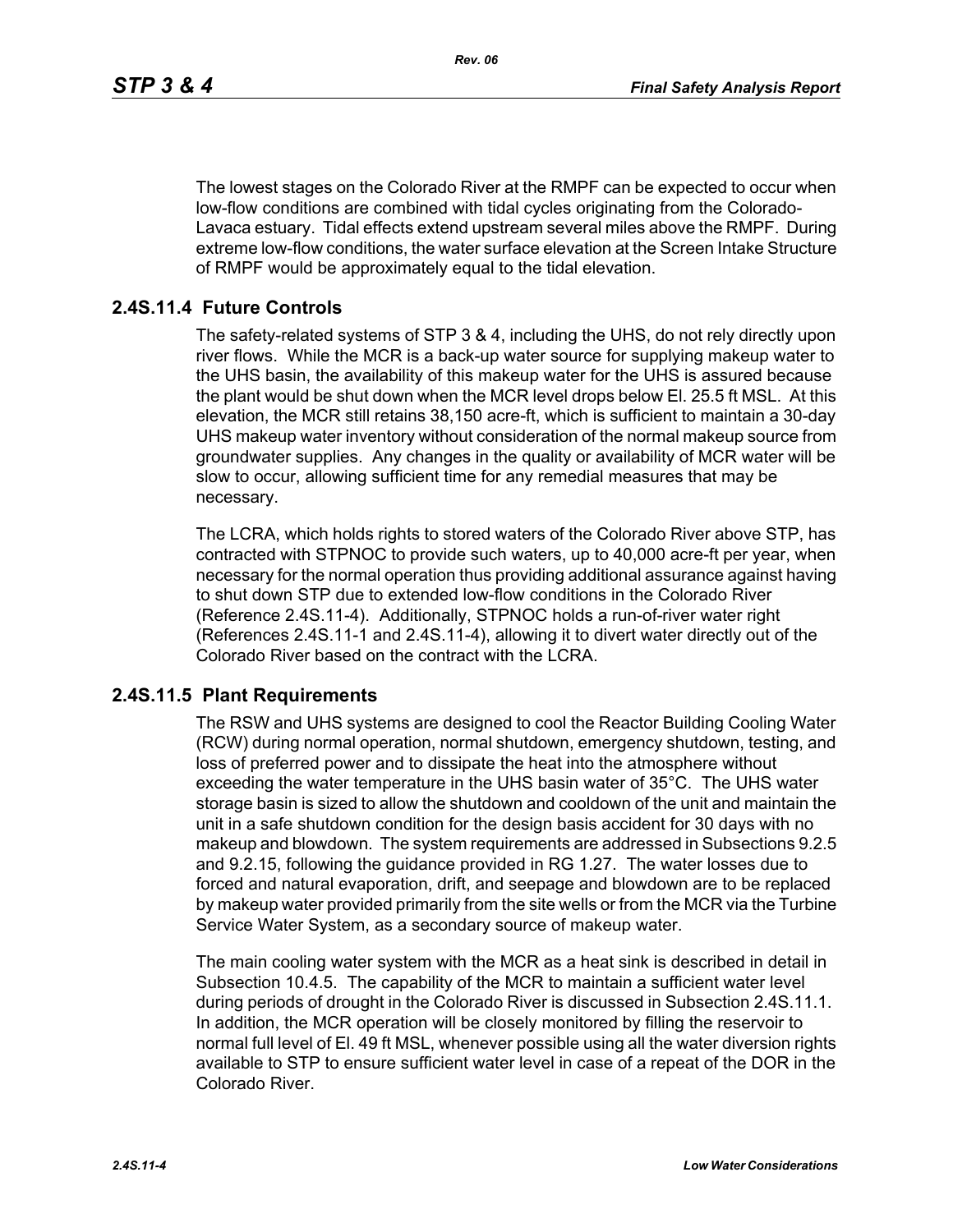The lowest stages on the Colorado River at the RMPF can be expected to occur when low-flow conditions are combined with tidal cycles originating from the Colorado-Lavaca estuary. Tidal effects extend upstream several miles above the RMPF. During extreme low-flow conditions, the water surface elevation at the Screen Intake Structure of RMPF would be approximately equal to the tidal elevation.

## 2.4S.11.4 Future Controls

The safety-related systems of STP 3 & 4, including the UHS, do not rely directly upon river flows. While the MCR is a back-up water source for supplying makeup water to the UHS basin, the availability of this makeup water for the UHS is assured because the plant would be shut down when the MCR level drops below El. 25.5 ft MSL. At this elevation, the MCR still retains 38,150 acre-ft, which is sufficient to maintain a 30-day UHS makeup water inventory without consideration of the normal makeup source from groundwater supplies. Any changes in the quality or availability of MCR water will be slow to occur, allowing sufficient time for any remedial measures that may be necessary.

The LCRA, which holds rights to stored waters of the Colorado River above STP, has contracted with STPNOC to provide such waters, up to 40,000 acre-ft per year, when necessary for the normal operation thus providing additional assurance against having to shut down STP due to extended low-flow conditions in the Colorado River (Reference 2.4S.11-4). Additionally, STPNOC holds a run-of-river water right (References 2.4S.11-1 and 2.4S.11-4), allowing it to divert water directly out of the Colorado River based on the contract with the LCRA.

## 2.4S.11.5 Plant Requirements

The RSW and UHS systems are designed to cool the Reactor Building Cooling Water (RCW) during normal operation, normal shutdown, emergency shutdown, testing, and loss of preferred power and to dissipate the heat into the atmosphere without exceeding the water temperature in the UHS basin water of 35°C. The UHS water storage basin is sized to allow the shutdown and cooldown of the unit and maintain the unit in a safe shutdown condition for the design basis accident for 30 days with no makeup and blowdown. The system requirements are addressed in Subsections 9.2.5 and 9.2.15, following the guidance provided in RG 1.27. The water losses due to forced and natural evaporation, drift, and seepage and blowdown are to be replaced by makeup water provided primarily from the site wells or from the MCR via the Turbine Service Water System, as a secondary source of makeup water.

The main cooling water system with the MCR as a heat sink is described in detail in Subsection 10.4.5. The capability of the MCR to maintain a sufficient water level during periods of drought in the Colorado River is discussed in Subsection 2.4S.11.1. In addition, the MCR operation will be closely monitored by filling the reservoir to normal full level of El. 49 ft MSL, whenever possible using all the water diversion rights available to STP to ensure sufficient water level in case of a repeat of the DOR in the Colorado River.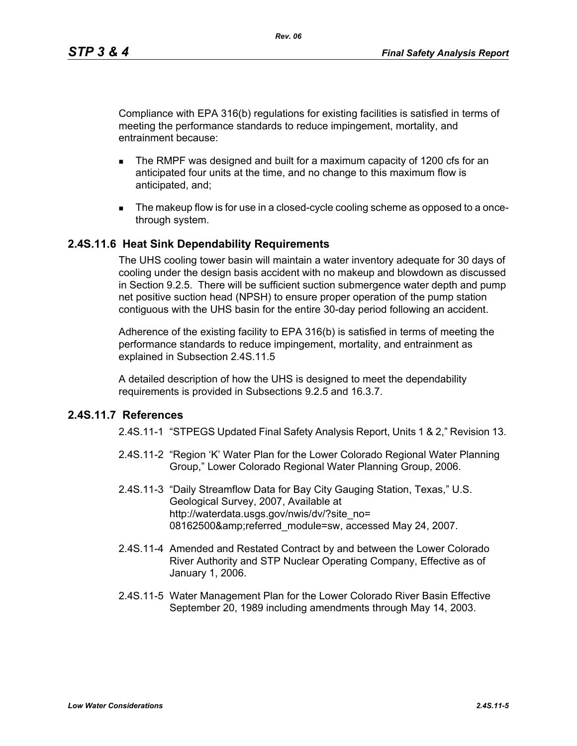Compliance with EPA 316(b) regulations for existing facilities is satisfied in terms of meeting the performance standards to reduce impingement, mortality, and entrainment because:

- The RMPF was designed and built for a maximum capacity of 1200 cfs for an anticipated four units at the time, and no change to this maximum flow is anticipated, and;
- The makeup flow is for use in a closed-cycle cooling scheme as opposed to a once-through system.

## 2.4S.11.6 Heat Sink Dependability Requirements

The UHS cooling tower basin will maintain a water inventory adequate for 30 days of cooling under the design basis accident with no makeup and blowdown as discussed in Section 9.2.5. There will be sufficient suction submergence water depth and pump net positive suction head (NPSH) to ensure proper operation of the pump station contiguous with the UHS basin for the entire 30-day period following an accident.

Adherence of the existing facility to EPA 316(b) is satisfied in terms of meeting the performance standards to reduce impingement, mortality, and entrainment as explained in Subsection 2.4S.11.5

A detailed description of how the UHS is designed to meet the dependability requirements is provided in Subsections 9.2.5 and 16.3.7.

## 2.4S.11.7 References

2.4S.11-1 "STPEGS Updated Final Safety Analysis Report, Units 1 & 2," Revision 13.

2.4S.11-2 "Region 'K' Water Plan for the Lower Colorado Regional Water Planning Group," Lower Colorado Regional Water Planning Group, 2006.

2.4S.11-3 "Daily Streamflow Data for Bay City Gauging Station, Texas," U.S. Geological Survey, 2007, Available at http://waterdata.usgs.gov/nwis/dv/?site_no=08162500&amp;referred_module=sw, accessed May 24, 2007.

2.4S.11-4 Amended and Restated Contract by and between the Lower Colorado River Authority and STP Nuclear Operating Company, Effective as of January 1, 2006.

2.4S.11-5 Water Management Plan for the Lower Colorado River Basin Effective September 20, 1989 including amendments through May 14, 2003.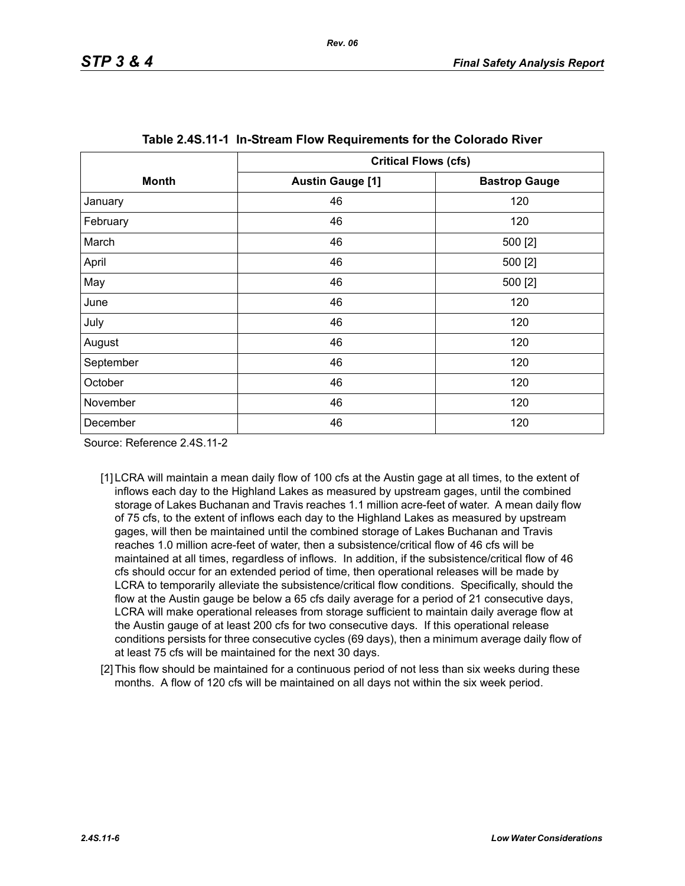**Table 2.4S.11-1 In-Stream Flow Requirements for the Colorado River**

| Month | Critical Flows (cfs) | |
|---|---|---|
| | Austin Gauge [1] | Bastrop Gauge |
| January | 46 | 120 |
| February | 46 | 120 |
| March | 46 | 500 [2] |
| April | 46 | 500 [2] |
| May | 46 | 500 [2] |
| June | 46 | 120 |
| July | 46 | 120 |
| August | 46 | 120 |
| September | 46 | 120 |
| October | 46 | 120 |
| November | 46 | 120 |
| December | 46 | 120 |

Source: Reference 2.4S.11-2

[1] LCRA will maintain a mean daily flow of 100 cfs at the Austin gage at all times, to the extent of inflows each day to the Highland Lakes as measured by upstream gages, until the combined storage of Lakes Buchanan and Travis reaches 1.1 million acre-feet of water. A mean daily flow of 75 cfs, to the extent of inflows each day to the Highland Lakes as measured by upstream gages, will then be maintained until the combined storage of Lakes Buchanan and Travis reaches 1.0 million acre-feet of water, then a subsistence/critical flow of 46 cfs will be maintained at all times, regardless of inflows. In addition, if the subsistence/critical flow of 46 cfs should occur for an extended period of time, then operational releases will be made by LCRA to temporarily alleviate the subsistence/critical flow conditions. Specifically, should the flow at the Austin gauge be below a 65 cfs daily average for a period of 21 consecutive days, LCRA will make operational releases from storage sufficient to maintain daily average flow at the Austin gauge of at least 200 cfs for two consecutive days. If this operational release conditions persists for three consecutive cycles (69 days), then a minimum average daily flow of at least 75 cfs will be maintained for the next 30 days.

[2] This flow should be maintained for a continuous period of not less than six weeks during these months. A flow of 120 cfs will be maintained on all days not within the six week period.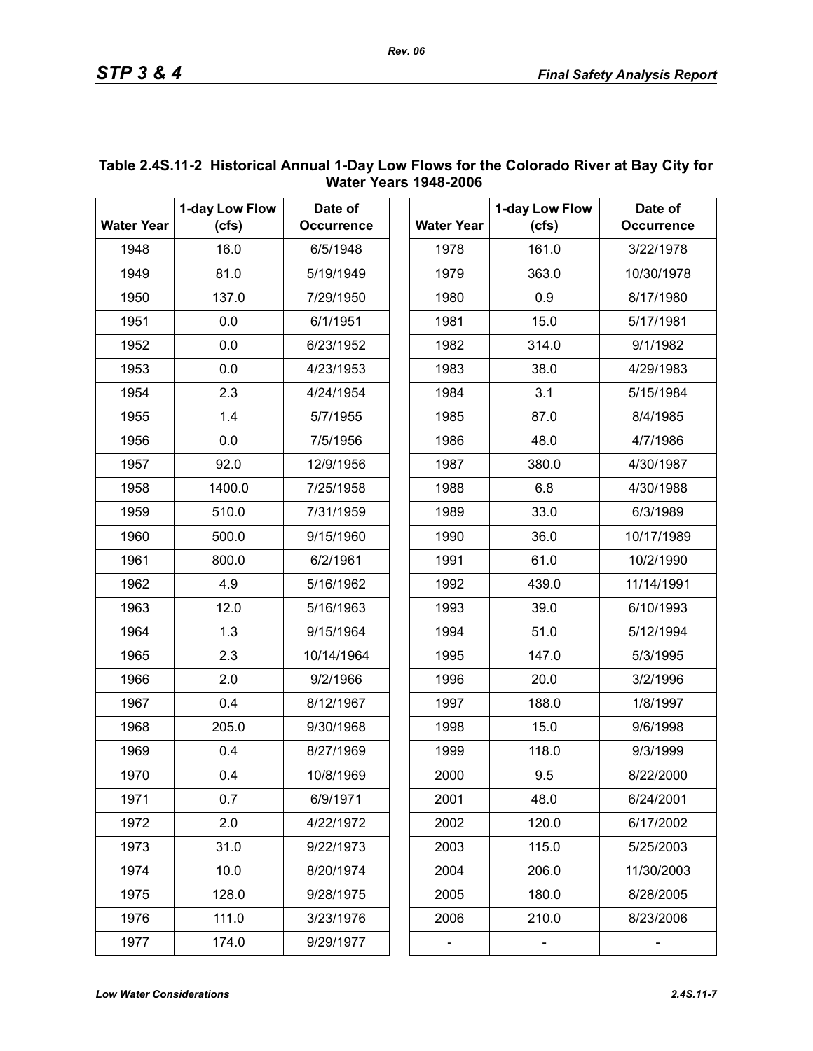**Table 2.4S.11-2 Historical Annual 1-Day Low Flows for the Colorado River at Bay City for Water Years 1948-2006**

| Water Year | 1-day Low Flow (cfs) | Date of Occurrence | Water Year | 1-day Low Flow (cfs) | Date of Occurrence |
|---|---|---|---|---|---|
| 1948 | 16.0 | 6/5/1948 | 1978 | 161.0 | 3/22/1978 |
| 1949 | 81.0 | 5/19/1949 | 1979 | 363.0 | 10/30/1978 |
| 1950 | 137.0 | 7/29/1950 | 1980 | 0.9 | 8/17/1980 |
| 1951 | 0.0 | 6/1/1951 | 1981 | 15.0 | 5/17/1981 |
| 1952 | 0.0 | 6/23/1952 | 1982 | 314.0 | 9/1/1982 |
| 1953 | 0.0 | 4/23/1953 | 1983 | 38.0 | 4/29/1983 |
| 1954 | 2.3 | 4/24/1954 | 1984 | 3.1 | 5/15/1984 |
| 1955 | 1.4 | 5/7/1955 | 1985 | 87.0 | 8/4/1985 |
| 1956 | 0.0 | 7/5/1956 | 1986 | 48.0 | 4/7/1986 |
| 1957 | 92.0 | 12/9/1956 | 1987 | 380.0 | 4/30/1987 |
| 1958 | 1400.0 | 7/25/1958 | 1988 | 6.8 | 4/30/1988 |
| 1959 | 510.0 | 7/31/1959 | 1989 | 33.0 | 6/3/1989 |
| 1960 | 500.0 | 9/15/1960 | 1990 | 36.0 | 10/17/1989 |
| 1961 | 800.0 | 6/2/1961 | 1991 | 61.0 | 10/2/1990 |
| 1962 | 4.9 | 5/16/1962 | 1992 | 439.0 | 11/14/1991 |
| 1963 | 12.0 | 5/16/1963 | 1993 | 39.0 | 6/10/1993 |
| 1964 | 1.3 | 9/15/1964 | 1994 | 51.0 | 5/12/1994 |
| 1965 | 2.3 | 10/14/1964 | 1995 | 147.0 | 5/3/1995 |
| 1966 | 2.0 | 9/2/1966 | 1996 | 20.0 | 3/2/1996 |
| 1967 | 0.4 | 8/12/1967 | 1997 | 188.0 | 1/8/1997 |
| 1968 | 205.0 | 9/30/1968 | 1998 | 15.0 | 9/6/1998 |
| 1969 | 0.4 | 8/27/1969 | 1999 | 118.0 | 9/3/1999 |
| 1970 | 0.4 | 10/8/1969 | 2000 | 9.5 | 8/22/2000 |
| 1971 | 0.7 | 6/9/1971 | 2001 | 48.0 | 6/24/2001 |
| 1972 | 2.0 | 4/22/1972 | 2002 | 120.0 | 6/17/2002 |
| 1973 | 31.0 | 9/22/1973 | 2003 | 115.0 | 5/25/2003 |
| 1974 | 10.0 | 8/20/1974 | 2004 | 206.0 | 11/30/2003 |
| 1975 | 128.0 | 9/28/1975 | 2005 | 180.0 | 8/28/2005 |
| 1976 | 111.0 | 3/23/1976 | 2006 | 210.0 | 8/23/2006 |
| 1977 | 174.0 | 9/29/1977 | - | - | - |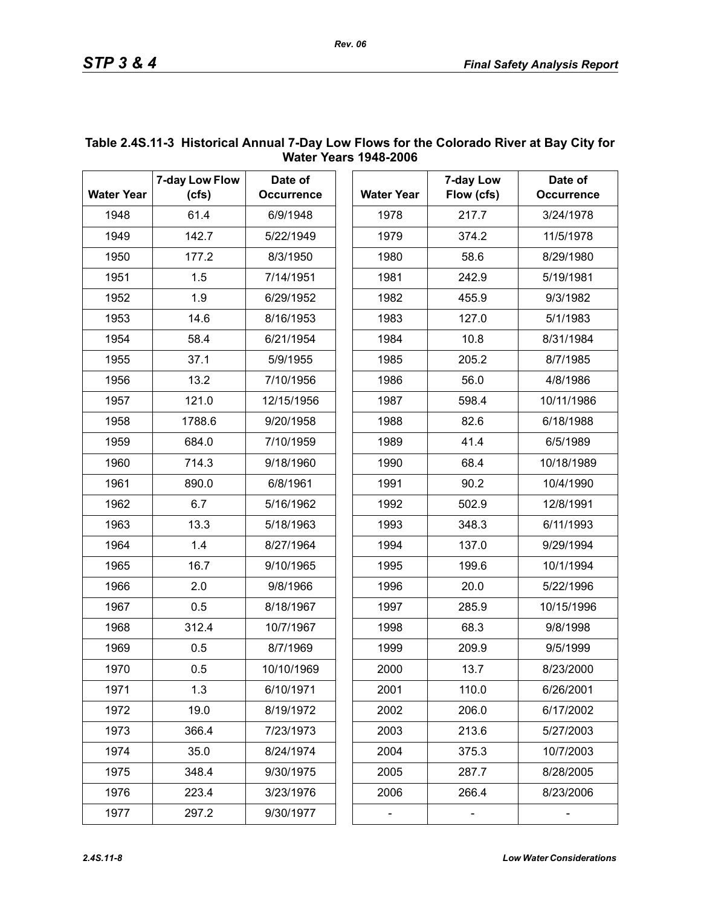## Table 2.4S.11-3 Historical Annual 7-Day Low Flows for the Colorado River at Bay City for Water Years 1948-2006

| Water Year | 7-day Low Flow (cfs) | Date of Occurrence | Water Year | 7-day Low Flow (cfs) | Date of Occurrence |
|---|---|---|---|---|---|
| 1948 | 61.4 | 6/9/1948 | 1978 | 217.7 | 3/24/1978 |
| 1949 | 142.7 | 5/22/1949 | 1979 | 374.2 | 11/5/1978 |
| 1950 | 177.2 | 8/3/1950 | 1980 | 58.6 | 8/29/1980 |
| 1951 | 1.5 | 7/14/1951 | 1981 | 242.9 | 5/19/1981 |
| 1952 | 1.9 | 6/29/1952 | 1982 | 455.9 | 9/3/1982 |
| 1953 | 14.6 | 8/16/1953 | 1983 | 127.0 | 5/1/1983 |
| 1954 | 58.4 | 6/21/1954 | 1984 | 10.8 | 8/31/1984 |
| 1955 | 37.1 | 5/9/1955 | 1985 | 205.2 | 8/7/1985 |
| 1956 | 13.2 | 7/10/1956 | 1986 | 56.0 | 4/8/1986 |
| 1957 | 121.0 | 12/15/1956 | 1987 | 598.4 | 10/11/1986 |
| 1958 | 1788.6 | 9/20/1958 | 1988 | 82.6 | 6/18/1988 |
| 1959 | 684.0 | 7/10/1959 | 1989 | 41.4 | 6/5/1989 |
| 1960 | 714.3 | 9/18/1960 | 1990 | 68.4 | 10/18/1989 |
| 1961 | 890.0 | 6/8/1961 | 1991 | 90.2 | 10/4/1990 |
| 1962 | 6.7 | 5/16/1962 | 1992 | 502.9 | 12/8/1991 |
| 1963 | 13.3 | 5/18/1963 | 1993 | 348.3 | 6/11/1993 |
| 1964 | 1.4 | 8/27/1964 | 1994 | 137.0 | 9/29/1994 |
| 1965 | 16.7 | 9/10/1965 | 1995 | 199.6 | 10/1/1994 |
| 1966 | 2.0 | 9/8/1966 | 1996 | 20.0 | 5/22/1996 |
| 1967 | 0.5 | 8/18/1967 | 1997 | 285.9 | 10/15/1996 |
| 1968 | 312.4 | 10/7/1967 | 1998 | 68.3 | 9/8/1998 |
| 1969 | 0.5 | 8/7/1969 | 1999 | 209.9 | 9/5/1999 |
| 1970 | 0.5 | 10/10/1969 | 2000 | 13.7 | 8/23/2000 |
| 1971 | 1.3 | 6/10/1971 | 2001 | 110.0 | 6/26/2001 |
| 1972 | 19.0 | 8/19/1972 | 2002 | 206.0 | 6/17/2002 |
| 1973 | 366.4 | 7/23/1973 | 2003 | 213.6 | 5/27/2003 |
| 1974 | 35.0 | 8/24/1974 | 2004 | 375.3 | 10/7/2003 |
| 1975 | 348.4 | 9/30/1975 | 2005 | 287.7 | 8/28/2005 |
| 1976 | 223.4 | 3/23/1976 | 2006 | 266.4 | 8/23/2006 |
| 1977 | 297.2 | 9/30/1977 | - | - | - |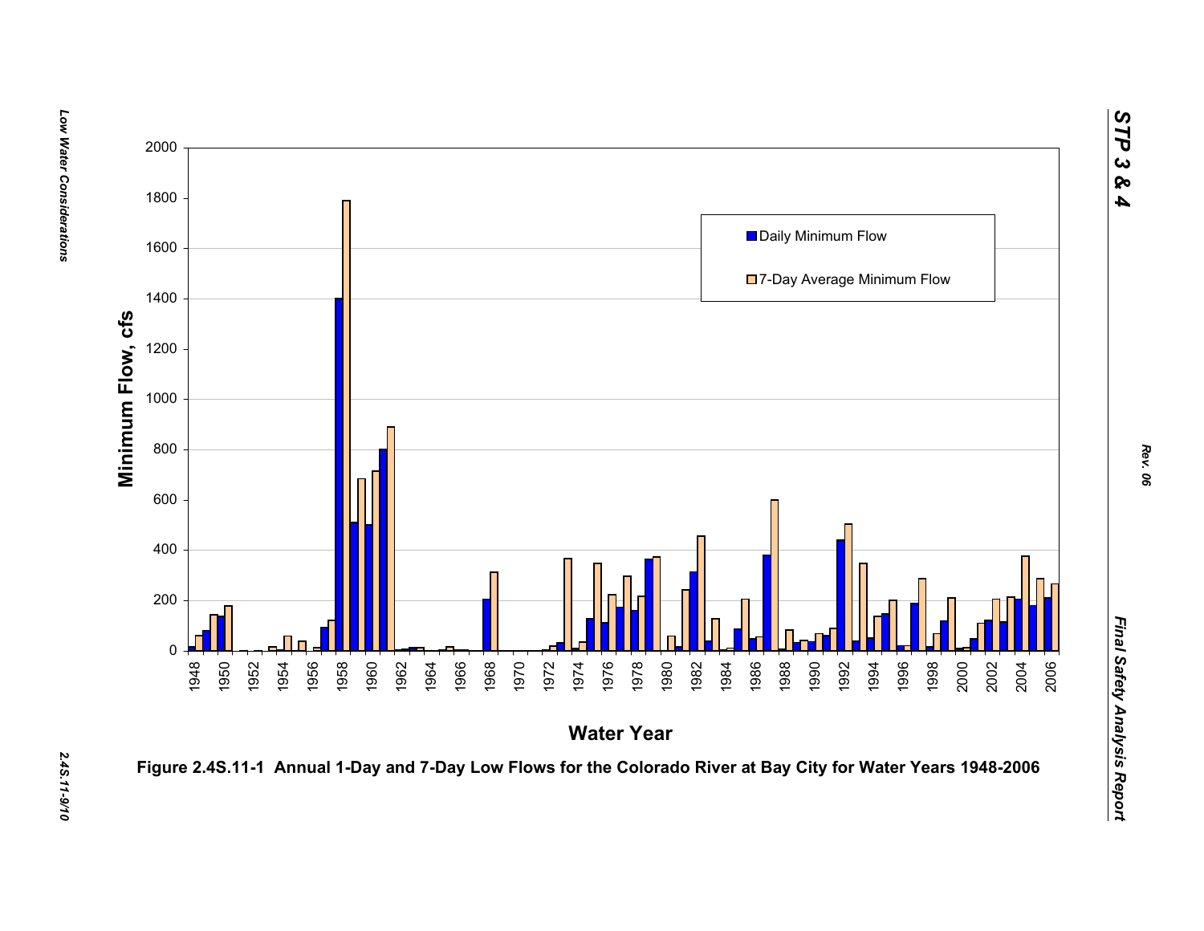2000

1800

1600

1400

1200

1000

800

600

400

200

0

Minimum Flow, cfs

Daily Minimum Flow

7-Day Average Minimum Flow

1948 1950 1952 1954 1956 1958 1960 1962 1964 1966 1968 1970 1972 1974 1976 1978 1980 1982 1984 1986 1988 1990 1992 1994 1996 1998 2000 2002 2004 2006

Water Year

**Figure 2.4S.11-1 Annual 1-Day and 7-Day Low Flows for the Colorado River at Bay City for Water Years 1948-2006**